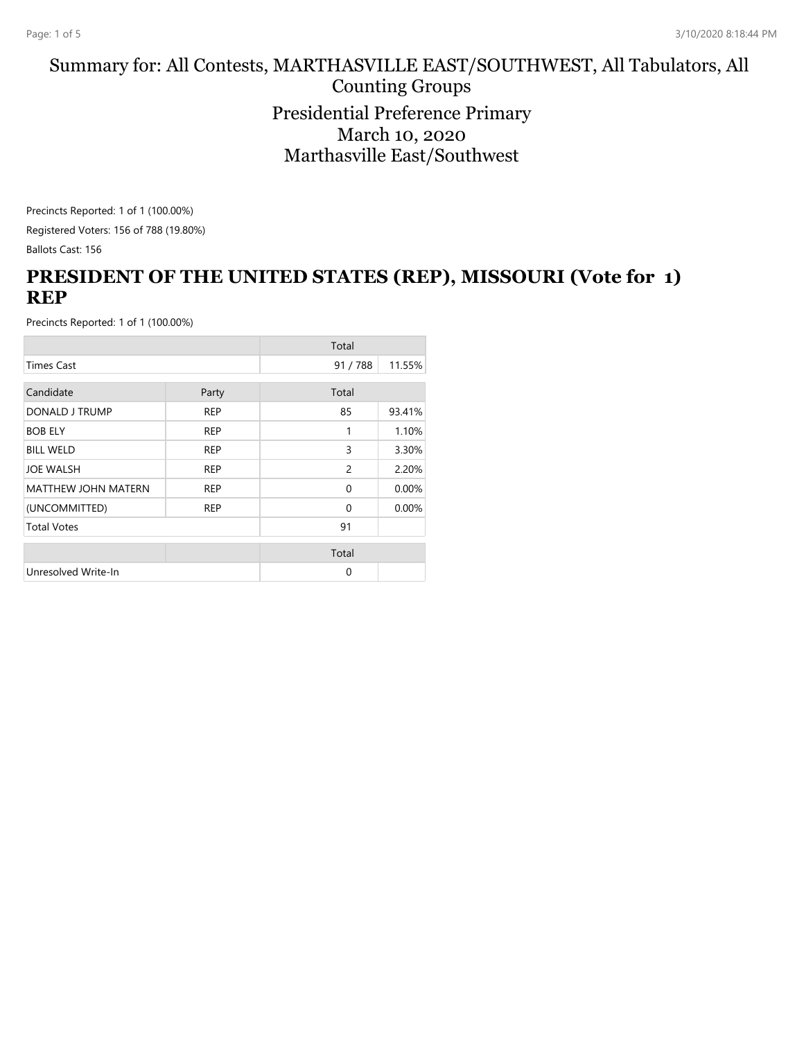# Summary for: All Contests, MARTHASVILLE EAST/SOUTHWEST, All Tabulators, All Counting Groups

## Presidential Preference Primary
## March 10, 2020
## Marthasville East/Southwest

Precincts Reported: 1 of 1 (100.00%)

Registered Voters: 156 of 788 (19.80%)

Ballots Cast: 156

## PRESIDENT OF THE UNITED STATES (REP), MISSOURI (Vote for 1) REP

Precincts Reported: 1 of 1 (100.00%)

| | | Total | |
|---|---|---|---|
| Times Cast | | 91 / 788 | 11.55% |

| Candidate | Party | Total | |
|---|---|---|---|
| DONALD J TRUMP | REP | 85 | 93.41% |
| BOB ELY | REP | 1 | 1.10% |
| BILL WELD | REP | 3 | 3.30% |
| JOE WALSH | REP | 2 | 2.20% |
| MATTHEW JOHN MATERN | REP | 0 | 0.00% |
| (UNCOMMITTED) | REP | 0 | 0.00% |
| Total Votes | | 91 | |

| | | Total |
|---|---|---|
| Unresolved Write-In | | 0 |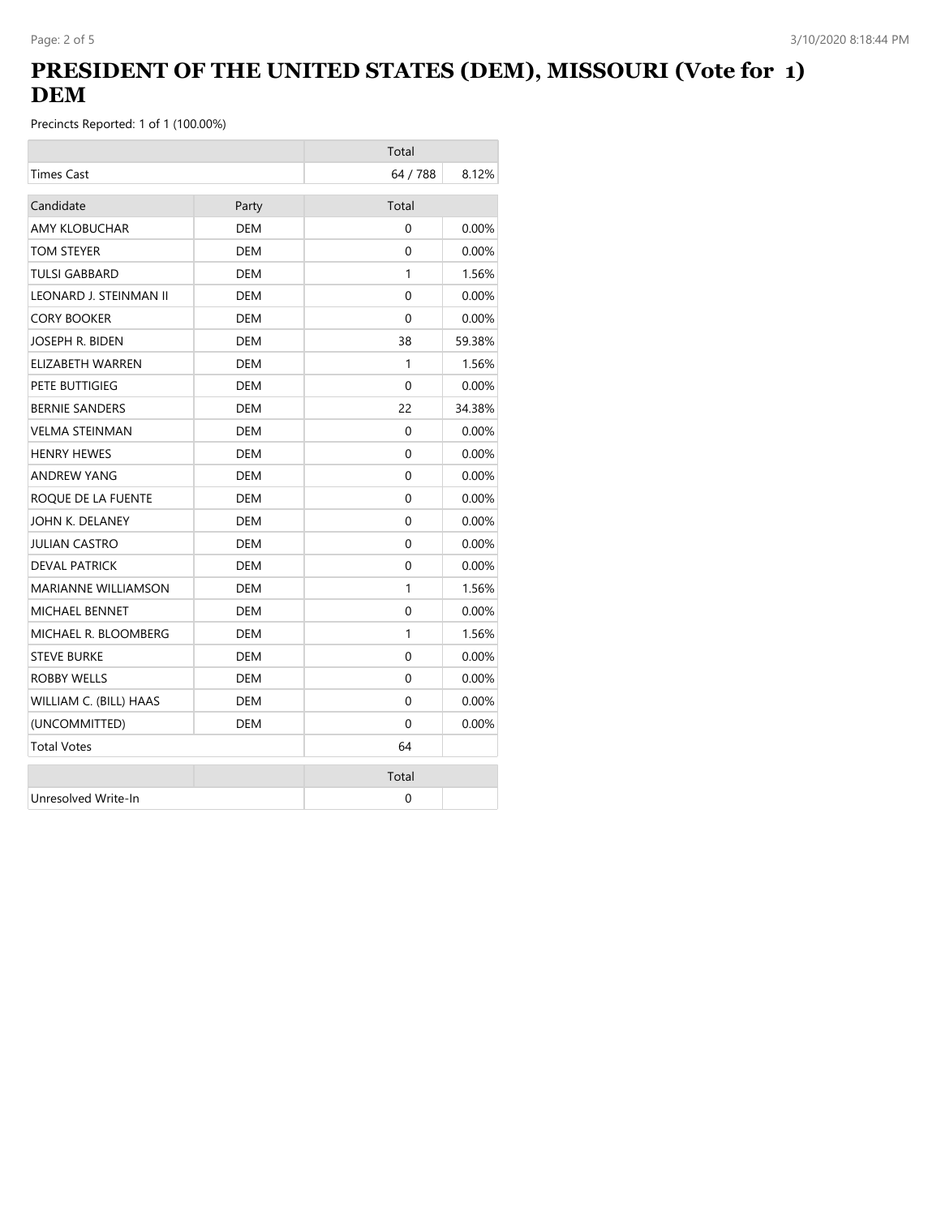# PRESIDENT OF THE UNITED STATES (DEM), MISSOURI (Vote for 1) DEM

Precincts Reported: 1 of 1 (100.00%)

| | | Total | |
|---|---|---|---|
| Times Cast | | 64 / 788 | 8.12% |

| Candidate | Party | Total | |
|---|---|---|---|
| AMY KLOBUCHAR | DEM | 0 | 0.00% |
| TOM STEYER | DEM | 0 | 0.00% |
| TULSI GABBARD | DEM | 1 | 1.56% |
| LEONARD J. STEINMAN II | DEM | 0 | 0.00% |
| CORY BOOKER | DEM | 0 | 0.00% |
| JOSEPH R. BIDEN | DEM | 38 | 59.38% |
| ELIZABETH WARREN | DEM | 1 | 1.56% |
| PETE BUTTIGIEG | DEM | 0 | 0.00% |
| BERNIE SANDERS | DEM | 22 | 34.38% |
| VELMA STEINMAN | DEM | 0 | 0.00% |
| HENRY HEWES | DEM | 0 | 0.00% |
| ANDREW YANG | DEM | 0 | 0.00% |
| ROQUE DE LA FUENTE | DEM | 0 | 0.00% |
| JOHN K. DELANEY | DEM | 0 | 0.00% |
| JULIAN CASTRO | DEM | 0 | 0.00% |
| DEVAL PATRICK | DEM | 0 | 0.00% |
| MARIANNE WILLIAMSON | DEM | 1 | 1.56% |
| MICHAEL BENNET | DEM | 0 | 0.00% |
| MICHAEL R. BLOOMBERG | DEM | 1 | 1.56% |
| STEVE BURKE | DEM | 0 | 0.00% |
| ROBBY WELLS | DEM | 0 | 0.00% |
| WILLIAM C. (BILL) HAAS | DEM | 0 | 0.00% |
| (UNCOMMITTED) | DEM | 0 | 0.00% |
| Total Votes | | 64 | |

| | | Total | |
|---|---|---|---|
| Unresolved Write-In | | 0 | |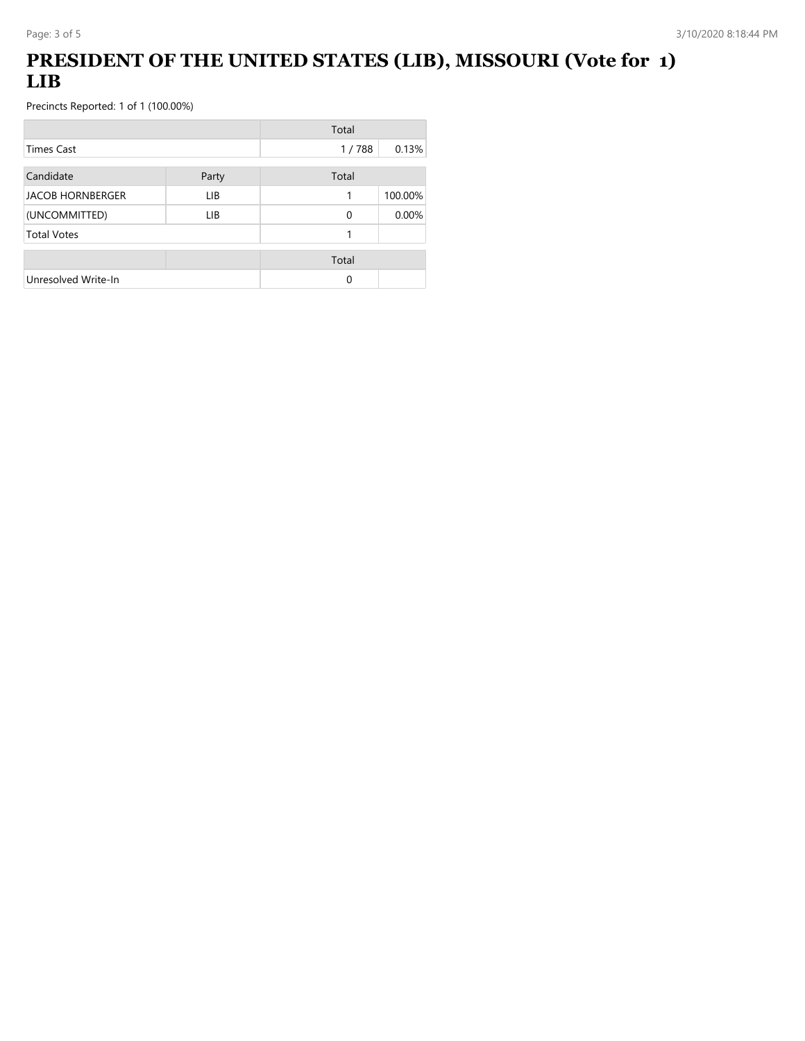# PRESIDENT OF THE UNITED STATES (LIB), MISSOURI (Vote for 1) LIB

Precincts Reported: 1 of 1 (100.00%)

| | Total | |
|---|---|---|
| Times Cast | 1 / 788 | 0.13% |

| Candidate | Party | Total | |
|---|---|---|---|
| JACOB HORNBERGER | LIB | 1 | 100.00% |
| (UNCOMMITTED) | LIB | 0 | 0.00% |
| Total Votes | | 1 | |

| | | Total | |
|---|---|---|---|
| Unresolved Write-In | | 0 | |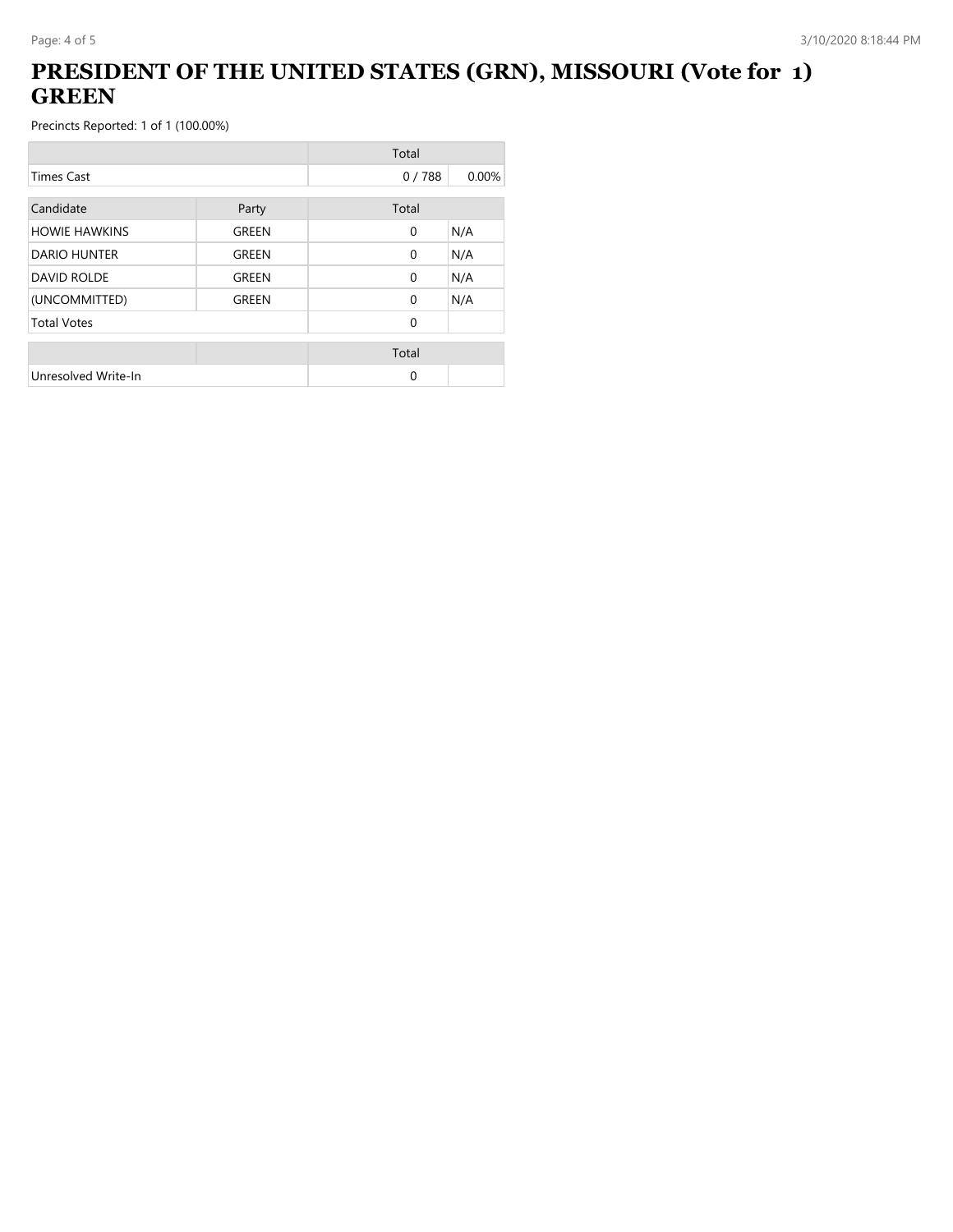# PRESIDENT OF THE UNITED STATES (GRN), MISSOURI (Vote for 1) GREEN

Precincts Reported: 1 of 1 (100.00%)

| | | Total | |
|---|---|---|---|
| Times Cast | | 0 / 788 | 0.00% |

| Candidate | Party | Total | |
|---|---|---|---|
| HOWIE HAWKINS | GREEN | 0 | N/A |
| DARIO HUNTER | GREEN | 0 | N/A |
| DAVID ROLDE | GREEN | 0 | N/A |
| (UNCOMMITTED) | GREEN | 0 | N/A |
| Total Votes | | 0 | |

| | | Total | |
|---|---|---|---|
| Unresolved Write-In | | 0 | |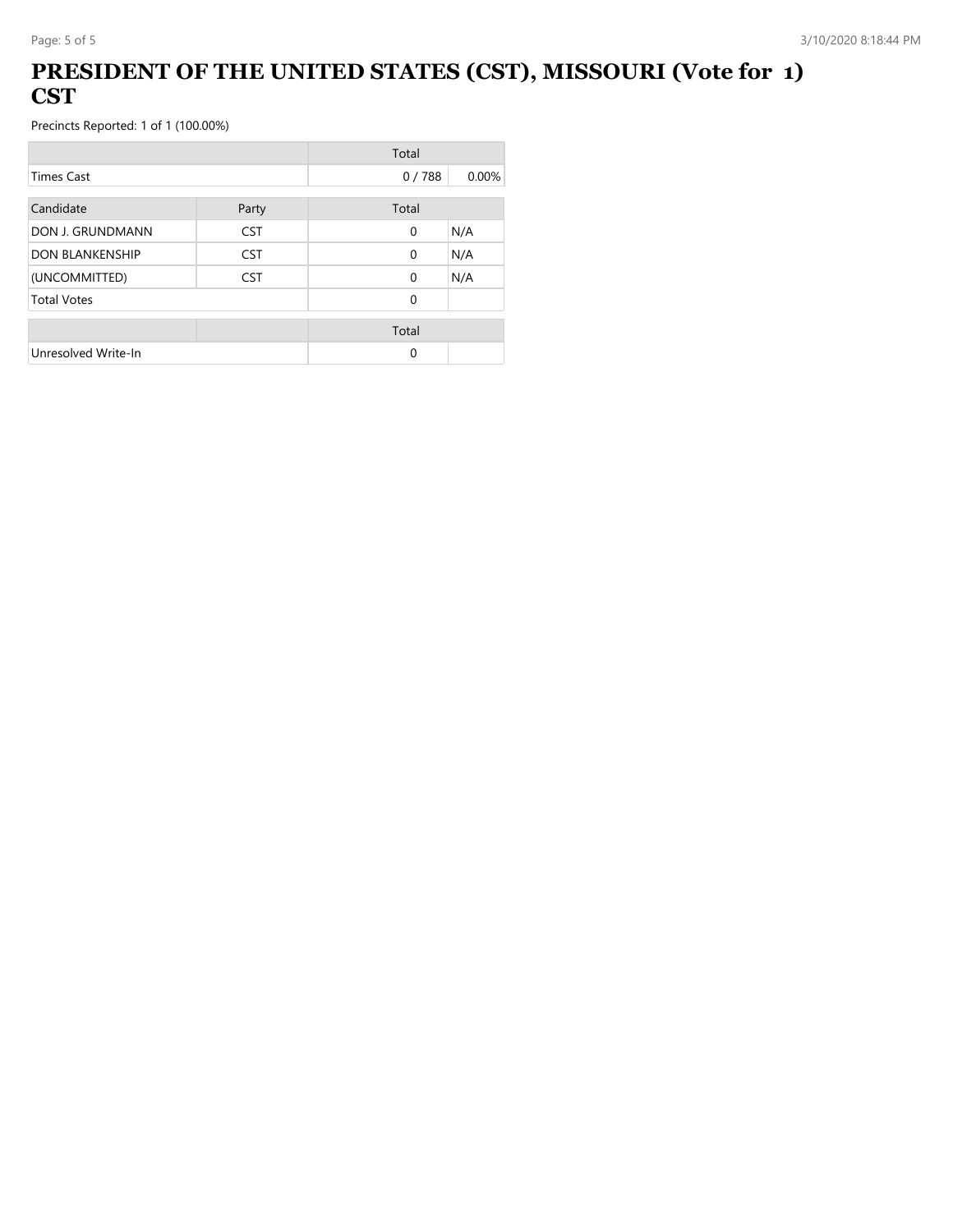# PRESIDENT OF THE UNITED STATES (CST), MISSOURI (Vote for 1) CST

Precincts Reported: 1 of 1 (100.00%)

| | | Total | |
|---|---|---|---|
| Times Cast | | 0 / 788 | 0.00% |

| Candidate | Party | Total | |
|---|---|---|---|
| DON J. GRUNDMANN | CST | 0 | N/A |
| DON BLANKENSHIP | CST | 0 | N/A |
| (UNCOMMITTED) | CST | 0 | N/A |
| Total Votes | | 0 | |

| | | Total | |
|---|---|---|---|
| Unresolved Write-In | | 0 | |